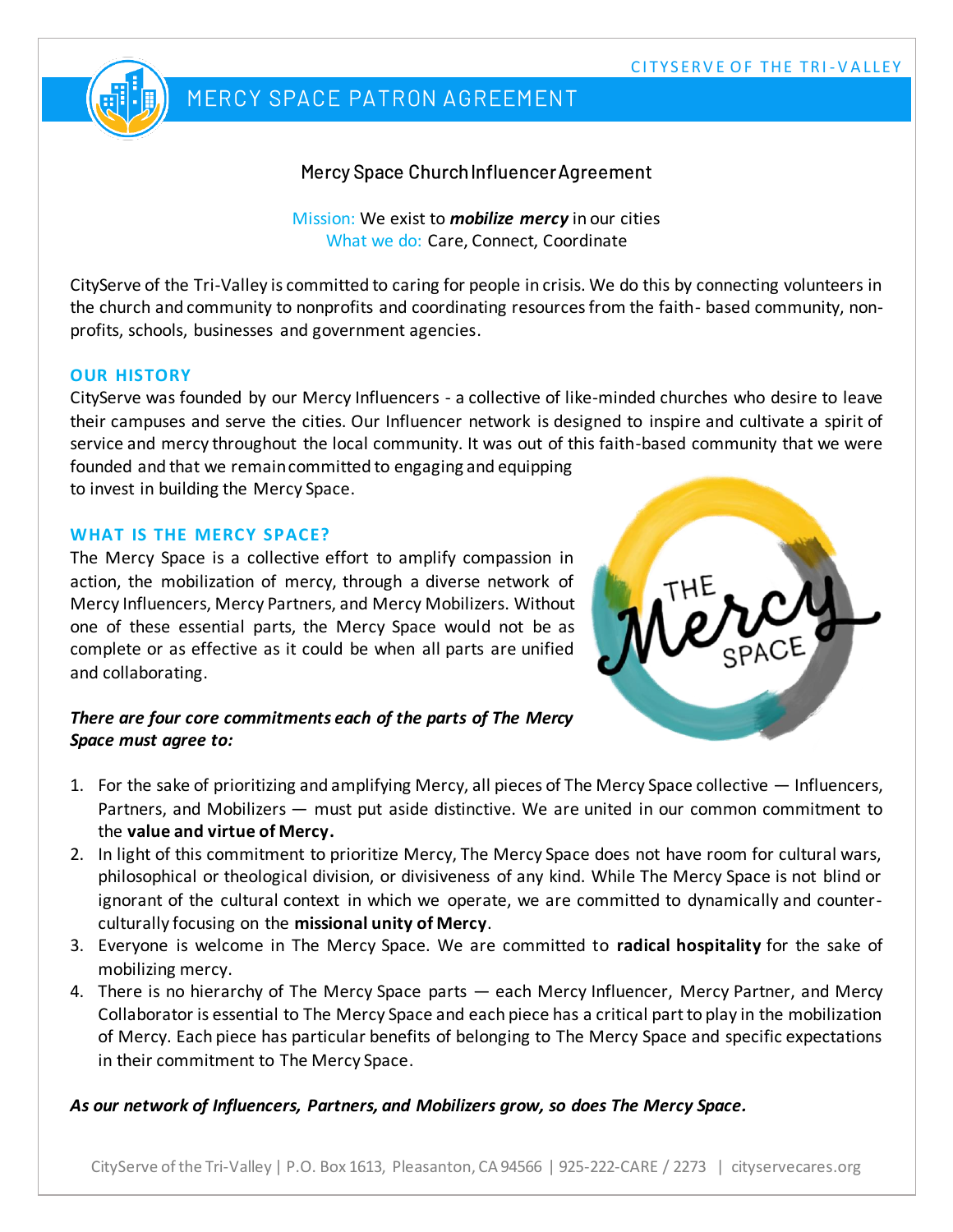CITYSERVE OF THE TRI-VALLEY

# MERCY SPACE PATRON AGREEMENT

## Mercy Space Church Influencer Agreement

Mission: We exist to ***mobilize mercy*** in our cities
What we do: Care, Connect, Coordinate

CityServe of the Tri-Valley is committed to caring for people in crisis. We do this by connecting volunteers in the church and community to nonprofits and coordinating resources from the faith- based community, non-profits, schools, businesses and government agencies.

### OUR HISTORY

CityServe was founded by our Mercy Influencers - a collective of like-minded churches who desire to leave their campuses and serve the cities. Our Influencer network is designed to inspire and cultivate a spirit of service and mercy throughout the local community. It was out of this faith-based community that we were founded and that we remain committed to engaging and equipping to invest in building the Mercy Space.

### WHAT IS THE MERCY SPACE?

The Mercy Space is a collective effort to amplify compassion in action, the mobilization of mercy, through a diverse network of Mercy Influencers, Mercy Partners, and Mercy Mobilizers. Without one of these essential parts, the Mercy Space would not be as complete or as effective as it could be when all parts are unified and collaborating.

***There are four core commitments each of the parts of The Mercy Space must agree to:***

1. For the sake of prioritizing and amplifying Mercy, all pieces of The Mercy Space collective — Influencers, Partners, and Mobilizers — must put aside distinctive. We are united in our common commitment to the **value and virtue of Mercy.**
2. In light of this commitment to prioritize Mercy, The Mercy Space does not have room for cultural wars, philosophical or theological division, or divisiveness of any kind. While The Mercy Space is not blind or ignorant of the cultural context in which we operate, we are committed to dynamically and counter-culturally focusing on the **missional unity of Mercy**.
3. Everyone is welcome in The Mercy Space. We are committed to **radical hospitality** for the sake of mobilizing mercy.
4. There is no hierarchy of The Mercy Space parts — each Mercy Influencer, Mercy Partner, and Mercy Collaborator is essential to The Mercy Space and each piece has a critical part to play in the mobilization of Mercy. Each piece has particular benefits of belonging to The Mercy Space and specific expectations in their commitment to The Mercy Space.

***As our network of Influencers, Partners, and Mobilizers grow, so does The Mercy Space.***

CityServe of the Tri-Valley | P.O. Box 1613, Pleasanton, CA 94566 | 925-222-CARE / 2273 | cityservecares.org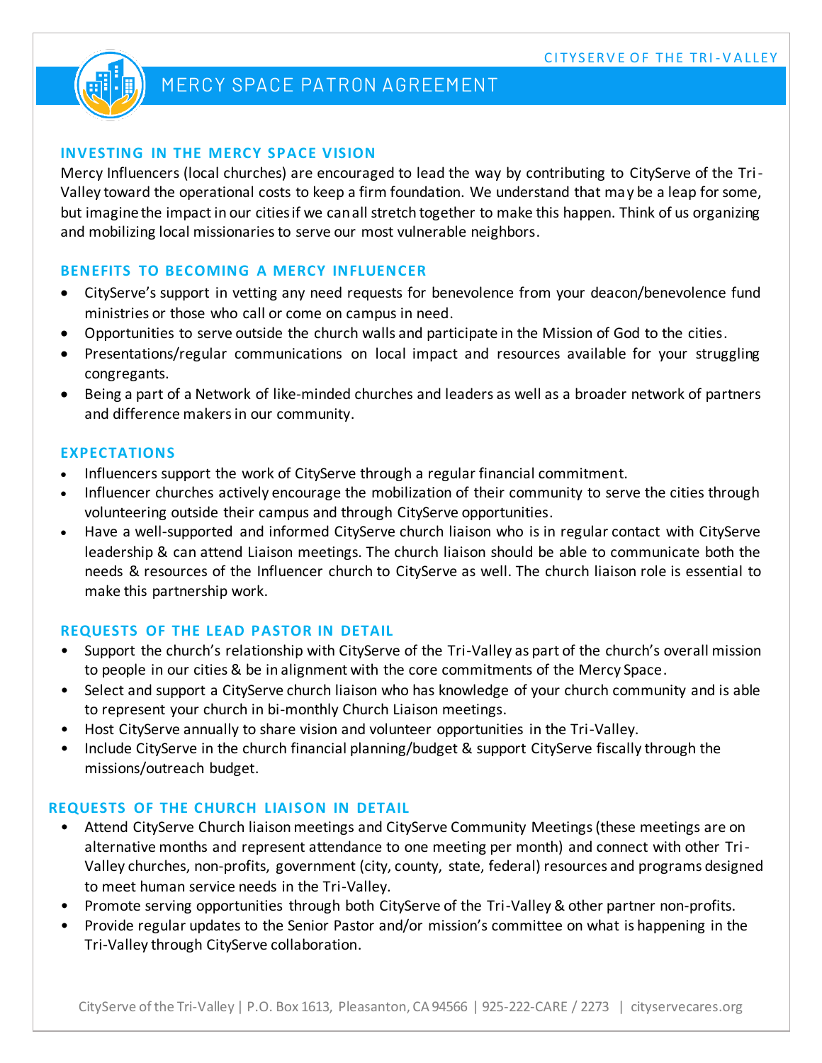# MERCY SPACE PATRON AGREEMENT

## INVESTING IN THE MERCY SPACE VISION

Mercy Influencers (local churches) are encouraged to lead the way by contributing to CityServe of the Tri-Valley toward the operational costs to keep a firm foundation. We understand that may be a leap for some, but imagine the impact in our cities if we can all stretch together to make this happen. Think of us organizing and mobilizing local missionaries to serve our most vulnerable neighbors.

## BENEFITS TO BECOMING A MERCY INFLUENCER

- CityServe's support in vetting any need requests for benevolence from your deacon/benevolence fund ministries or those who call or come on campus in need.
- Opportunities to serve outside the church walls and participate in the Mission of God to the cities.
- Presentations/regular communications on local impact and resources available for your struggling congregants.
- Being a part of a Network of like-minded churches and leaders as well as a broader network of partners and difference makers in our community.

## EXPECTATIONS

- Influencers support the work of CityServe through a regular financial commitment.
- Influencer churches actively encourage the mobilization of their community to serve the cities through volunteering outside their campus and through CityServe opportunities.
- Have a well-supported and informed CityServe church liaison who is in regular contact with CityServe leadership & can attend Liaison meetings. The church liaison should be able to communicate both the needs & resources of the Influencer church to CityServe as well. The church liaison role is essential to make this partnership work.

## REQUESTS OF THE LEAD PASTOR IN DETAIL

- Support the church's relationship with CityServe of the Tri-Valley as part of the church's overall mission to people in our cities & be in alignment with the core commitments of the Mercy Space.
- Select and support a CityServe church liaison who has knowledge of your church community and is able to represent your church in bi-monthly Church Liaison meetings.
- Host CityServe annually to share vision and volunteer opportunities in the Tri-Valley.
- Include CityServe in the church financial planning/budget & support CityServe fiscally through the missions/outreach budget.

## REQUESTS OF THE CHURCH LIAISON IN DETAIL

- Attend CityServe Church liaison meetings and CityServe Community Meetings (these meetings are on alternative months and represent attendance to one meeting per month) and connect with other Tri-Valley churches, non-profits, government (city, county, state, federal) resources and programs designed to meet human service needs in the Tri-Valley.
- Promote serving opportunities through both CityServe of the Tri-Valley & other partner non-profits.
- Provide regular updates to the Senior Pastor and/or mission's committee on what is happening in the Tri-Valley through CityServe collaboration.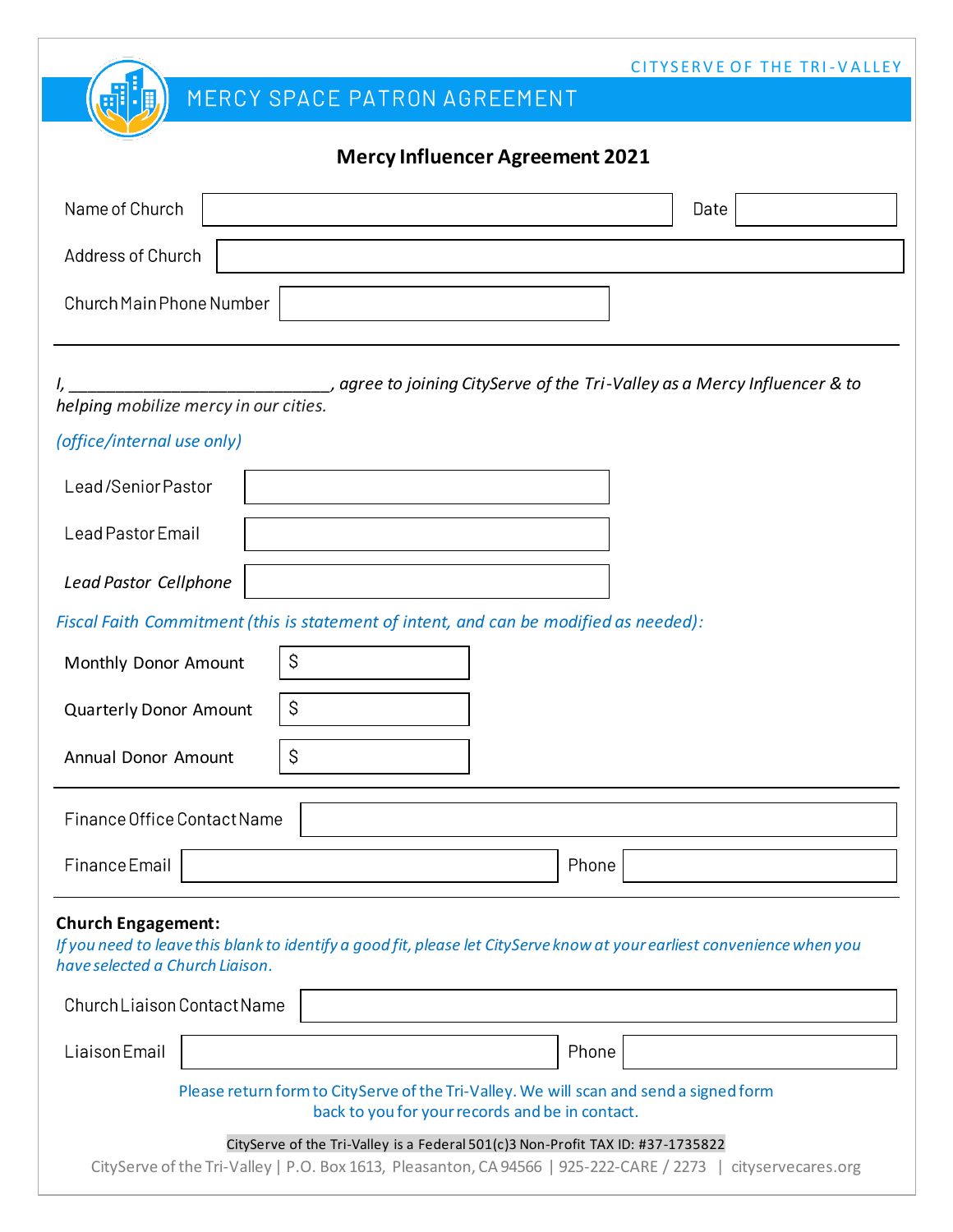CITYSERVE OF THE TRI-VALLEY

# MERCY SPACE PATRON AGREEMENT

## Mercy Influencer Agreement 2021

| | | | |
|---|---|---|---|
| Name of Church | | Date | |
| Address of Church | | | |
| Church Main Phone Number | | | |

*I, \_\_\_\_\_\_\_\_\_\_\_\_\_\_\_\_\_\_\_\_\_\_\_\_\_\_\_\_\_\_, agree to joining CityServe of the Tri-Valley as a Mercy Influencer & to helping mobilize mercy in our cities.*

*(office/internal use only)*

| | |
|---|---|
| Lead/Senior Pastor | |
| Lead Pastor Email | |
| *Lead Pastor Cellphone* | |

*Fiscal Faith Commitment (this is statement of intent, and can be modified as needed):*

| | |
|---|---|
| Monthly Donor Amount | $ |
| Quarterly Donor Amount | $ |
| Annual Donor Amount | $ |

| | | | |
|---|---|---|---|
| Finance Office Contact Name | | | |
| Finance Email | | Phone | |

**Church Engagement:**

*If you need to leave this blank to identify a good fit, please let CityServe know at your earliest convenience when you have selected a Church Liaison.*

| | | | |
|---|---|---|---|
| Church Liaison Contact Name | | | |
| Liaison Email | | Phone | |

Please return form to CityServe of the Tri-Valley. We will scan and send a signed form back to you for your records and be in contact.

CityServe of the Tri-Valley is a Federal 501(c)3 Non-Profit TAX ID: #37-1735822

CityServe of the Tri-Valley | P.O. Box 1613, Pleasanton, CA 94566 | 925-222-CARE / 2273 | cityservecares.org